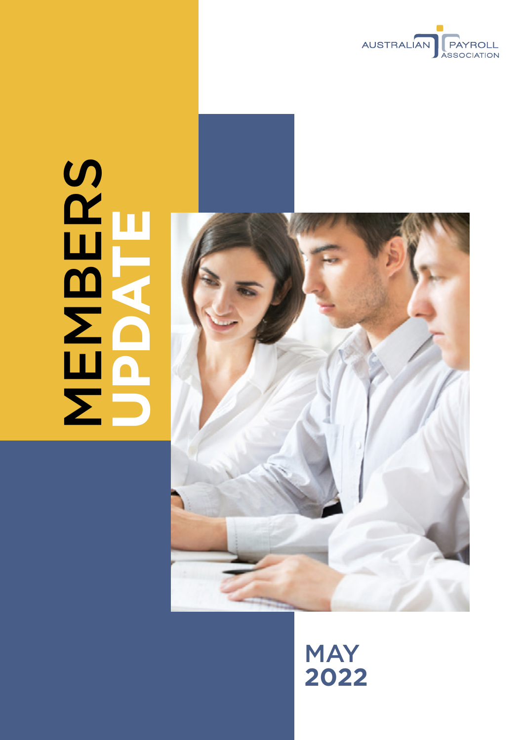AUSTRALIAN PAYROLL ASSOCIATION

# MEMBERS UPDATE

## MAY 2022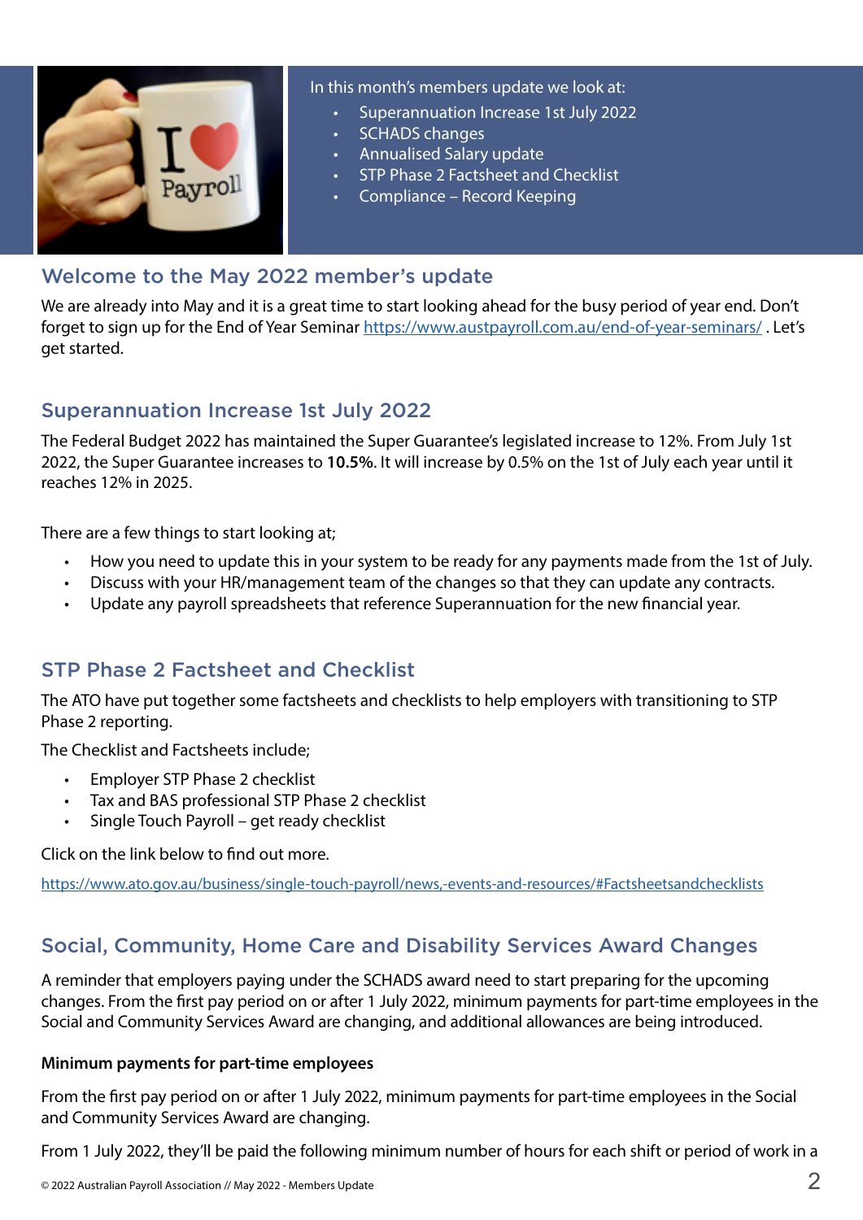In this month's members update we look at:

- Superannuation Increase 1st July 2022
- SCHADS changes
- Annualised Salary update
- STP Phase 2 Factsheet and Checklist
- Compliance – Record Keeping

## Welcome to the May 2022 member's update

We are already into May and it is a great time to start looking ahead for the busy period of year end. Don't forget to sign up for the End of Year Seminar https://www.austpayroll.com.au/end-of-year-seminars/ . Let's get started.

## Superannuation Increase 1st July 2022

The Federal Budget 2022 has maintained the Super Guarantee's legislated increase to 12%. From July 1st 2022, the Super Guarantee increases to **10.5%**. It will increase by 0.5% on the 1st of July each year until it reaches 12% in 2025.

There are a few things to start looking at;

- How you need to update this in your system to be ready for any payments made from the 1st of July.
- Discuss with your HR/management team of the changes so that they can update any contracts.
- Update any payroll spreadsheets that reference Superannuation for the new financial year.

## STP Phase 2 Factsheet and Checklist

The ATO have put together some factsheets and checklists to help employers with transitioning to STP Phase 2 reporting.

The Checklist and Factsheets include;

- Employer STP Phase 2 checklist
- Tax and BAS professional STP Phase 2 checklist
- Single Touch Payroll – get ready checklist

Click on the link below to find out more.

https://www.ato.gov.au/business/single-touch-payroll/news,-events-and-resources/#Factsheetsandchecklists

## Social, Community, Home Care and Disability Services Award Changes

A reminder that employers paying under the SCHADS award need to start preparing for the upcoming changes. From the first pay period on or after 1 July 2022, minimum payments for part-time employees in the Social and Community Services Award are changing, and additional allowances are being introduced.

**Minimum payments for part-time employees**

From the first pay period on or after 1 July 2022, minimum payments for part-time employees in the Social and Community Services Award are changing.

From 1 July 2022, they'll be paid the following minimum number of hours for each shift or period of work in a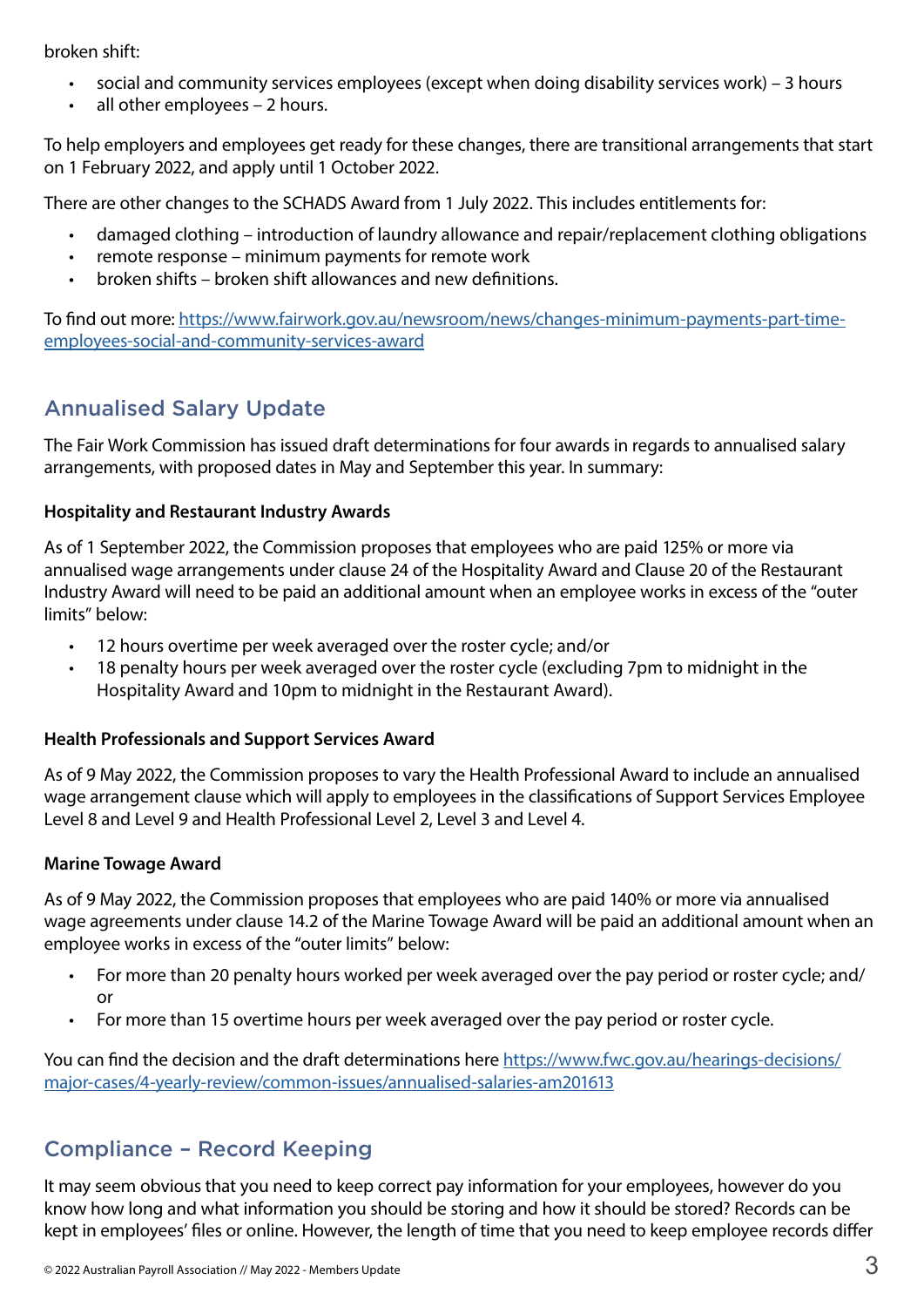broken shift:

- social and community services employees (except when doing disability services work) – 3 hours
- all other employees – 2 hours.

To help employers and employees get ready for these changes, there are transitional arrangements that start on 1 February 2022, and apply until 1 October 2022.

There are other changes to the SCHADS Award from 1 July 2022. This includes entitlements for:

- damaged clothing – introduction of laundry allowance and repair/replacement clothing obligations
- remote response – minimum payments for remote work
- broken shifts – broken shift allowances and new definitions.

To find out more: https://www.fairwork.gov.au/newsroom/news/changes-minimum-payments-part-time-employees-social-and-community-services-award

## Annualised Salary Update

The Fair Work Commission has issued draft determinations for four awards in regards to annualised salary arrangements, with proposed dates in May and September this year. In summary:

### Hospitality and Restaurant Industry Awards

As of 1 September 2022, the Commission proposes that employees who are paid 125% or more via annualised wage arrangements under clause 24 of the Hospitality Award and Clause 20 of the Restaurant Industry Award will need to be paid an additional amount when an employee works in excess of the "outer limits" below:

- 12 hours overtime per week averaged over the roster cycle; and/or
- 18 penalty hours per week averaged over the roster cycle (excluding 7pm to midnight in the Hospitality Award and 10pm to midnight in the Restaurant Award).

### Health Professionals and Support Services Award

As of 9 May 2022, the Commission proposes to vary the Health Professional Award to include an annualised wage arrangement clause which will apply to employees in the classifications of Support Services Employee Level 8 and Level 9 and Health Professional Level 2, Level 3 and Level 4.

### Marine Towage Award

As of 9 May 2022, the Commission proposes that employees who are paid 140% or more via annualised wage agreements under clause 14.2 of the Marine Towage Award will be paid an additional amount when an employee works in excess of the "outer limits" below:

- For more than 20 penalty hours worked per week averaged over the pay period or roster cycle; and/or
- For more than 15 overtime hours per week averaged over the pay period or roster cycle.

You can find the decision and the draft determinations here https://www.fwc.gov.au/hearings-decisions/major-cases/4-yearly-review/common-issues/annualised-salaries-am201613

## Compliance – Record Keeping

It may seem obvious that you need to keep correct pay information for your employees, however do you know how long and what information you should be storing and how it should be stored? Records can be kept in employees' files or online. However, the length of time that you need to keep employee records differ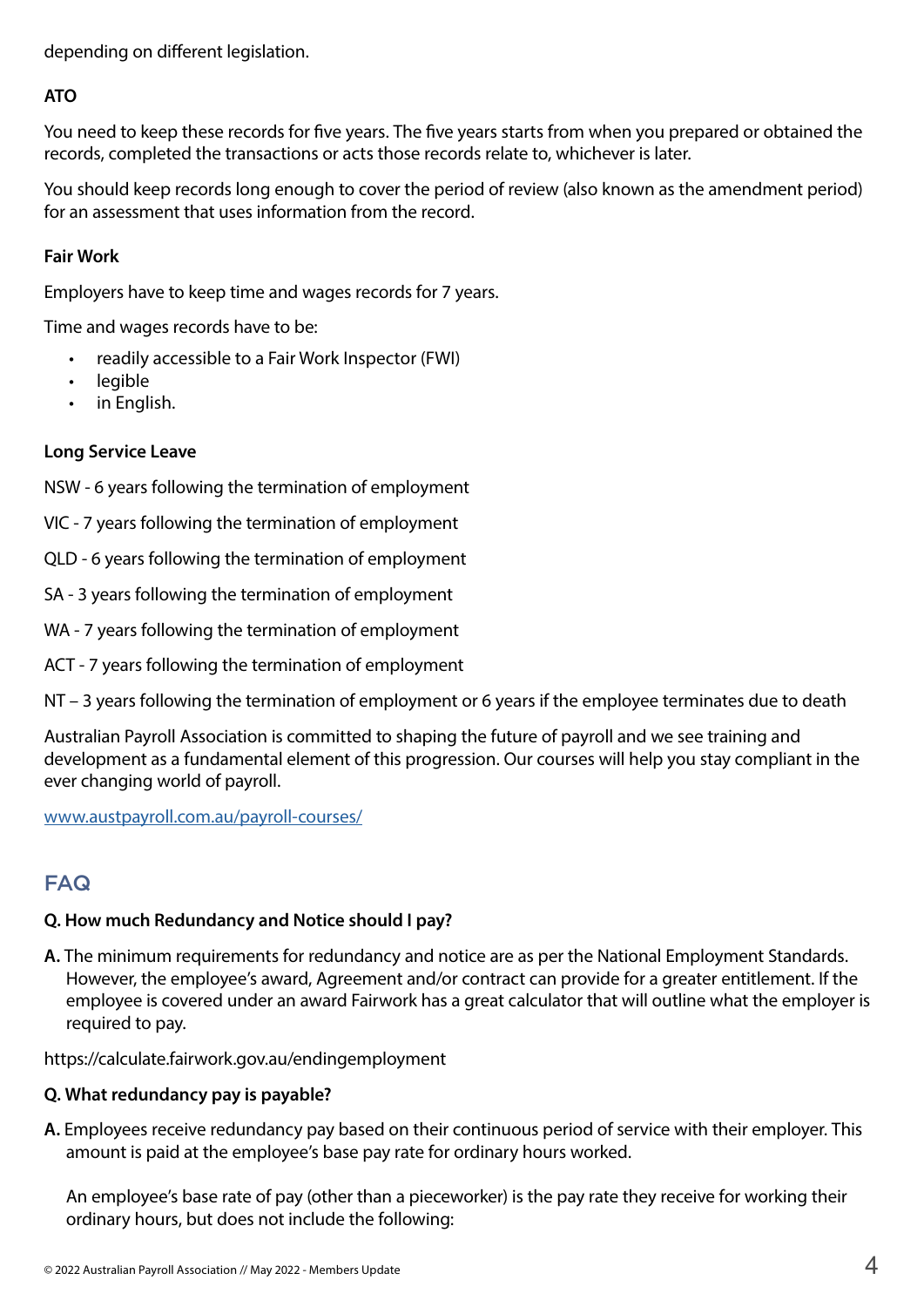depending on different legislation.

**ATO**

You need to keep these records for five years. The five years starts from when you prepared or obtained the records, completed the transactions or acts those records relate to, whichever is later.

You should keep records long enough to cover the period of review (also known as the amendment period) for an assessment that uses information from the record.

**Fair Work**

Employers have to keep time and wages records for 7 years.

Time and wages records have to be:

- readily accessible to a Fair Work Inspector (FWI)
- legible
- in English.

**Long Service Leave**

NSW - 6 years following the termination of employment

VIC - 7 years following the termination of employment

QLD - 6 years following the termination of employment

SA - 3 years following the termination of employment

WA - 7 years following the termination of employment

ACT - 7 years following the termination of employment

NT – 3 years following the termination of employment or 6 years if the employee terminates due to death

Australian Payroll Association is committed to shaping the future of payroll and we see training and development as a fundamental element of this progression. Our courses will help you stay compliant in the ever changing world of payroll.

[www.austpayroll.com.au/payroll-courses/](www.austpayroll.com.au/payroll-courses/)

## FAQ

**Q. How much Redundancy and Notice should I pay?**

**A.** The minimum requirements for redundancy and notice are as per the National Employment Standards. However, the employee's award, Agreement and/or contract can provide for a greater entitlement. If the employee is covered under an award Fairwork has a great calculator that will outline what the employer is required to pay.

https://calculate.fairwork.gov.au/endingemployment

**Q. What redundancy pay is payable?**

**A.** Employees receive redundancy pay based on their continuous period of service with their employer. This amount is paid at the employee's base pay rate for ordinary hours worked.

An employee's base rate of pay (other than a pieceworker) is the pay rate they receive for working their ordinary hours, but does not include the following: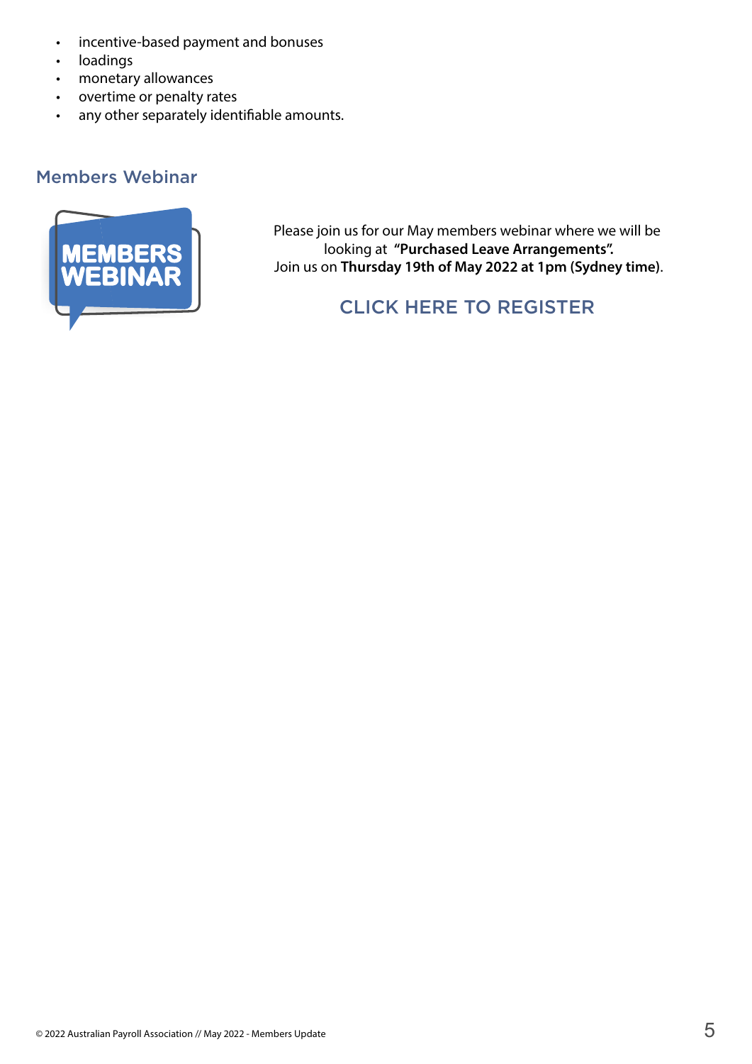- incentive-based payment and bonuses
- loadings
- monetary allowances
- overtime or penalty rates
- any other separately identifiable amounts.

## Members Webinar

MEMBERS WEBINAR

Please join us for our May members webinar where we will be looking at **"Purchased Leave Arrangements".**
Join us on **Thursday 19th of May 2022 at 1pm (Sydney time)**.

CLICK HERE TO REGISTER